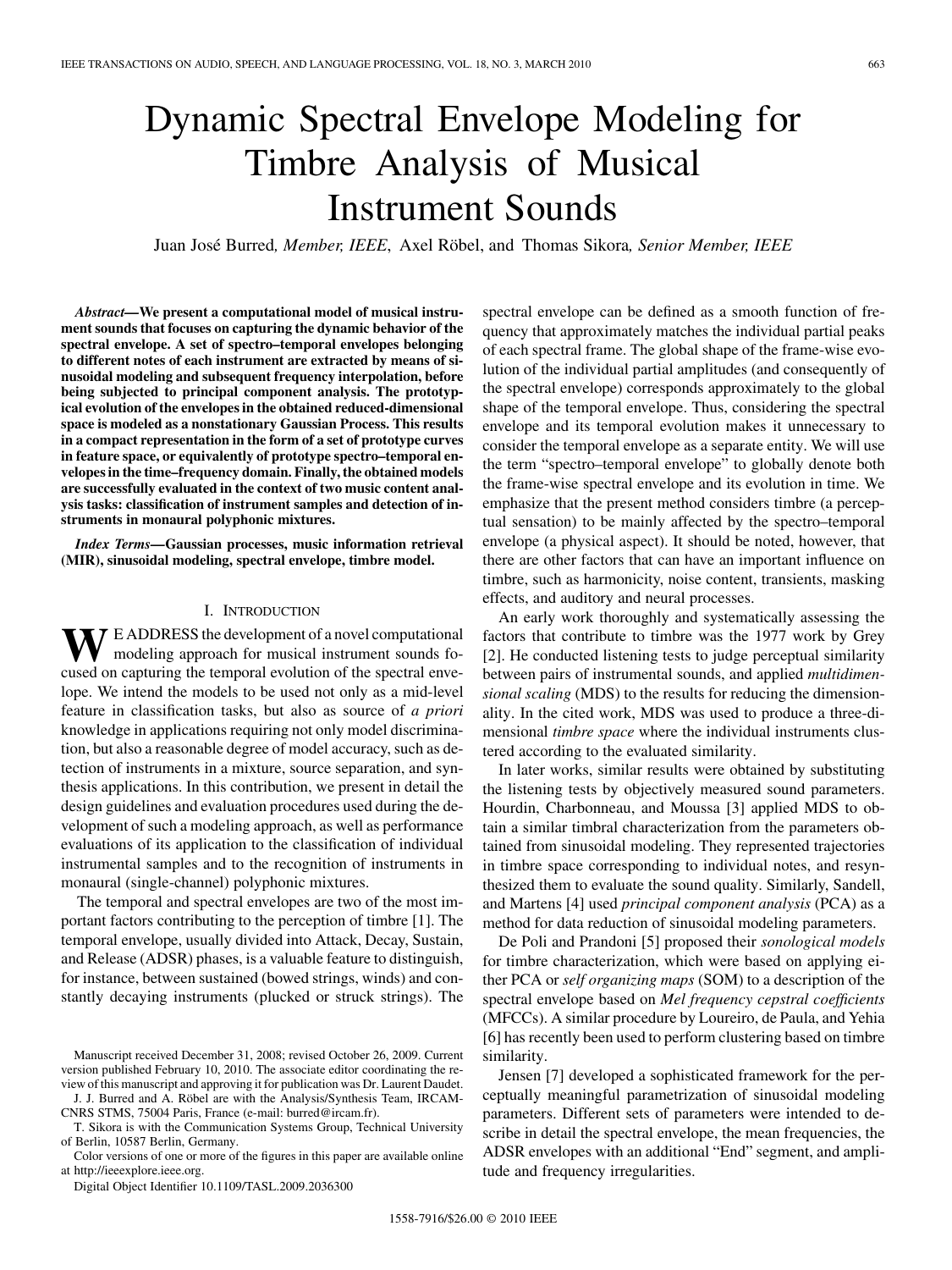# Dynamic Spectral Envelope Modeling for Timbre Analysis of Musical Instrument Sounds

Juan José Burred, *Member, IEEE*, Axel Röbel, and Thomas Sikora, *Senior Member, IEEE*

***Abstract*—We present a computational model of musical instrument sounds that focuses on capturing the dynamic behavior of the spectral envelope. A set of spectro–temporal envelopes belonging to different notes of each instrument are extracted by means of sinusoidal modeling and subsequent frequency interpolation, before being subjected to principal component analysis. The prototypical evolution of the envelopes in the obtained reduced-dimensional space is modeled as a nonstationary Gaussian Process. This results in a compact representation in the form of a set of prototype curves in feature space, or equivalently of prototype spectro–temporal envelopes in the time–frequency domain. Finally, the obtained models are successfully evaluated in the context of two music content analysis tasks: classification of instrument samples and detection of instruments in monaural polyphonic mixtures.**

***Index Terms*—Gaussian processes, music information retrieval (MIR), sinusoidal modeling, spectral envelope, timbre model.**

## I. Introduction

We address the development of a novel computational modeling approach for musical instrument sounds focused on capturing the temporal evolution of the spectral envelope. We intend the models to be used not only as a mid-level feature in classification tasks, but also as source of *a priori* knowledge in applications requiring not only model discrimination, but also a reasonable degree of model accuracy, such as detection of instruments in a mixture, source separation, and synthesis applications. In this contribution, we present in detail the design guidelines and evaluation procedures used during the development of such a modeling approach, as well as performance evaluations of its application to the classification of individual instrumental samples and to the recognition of instruments in monaural (single-channel) polyphonic mixtures.

The temporal and spectral envelopes are two of the most important factors contributing to the perception of timbre [1]. The temporal envelope, usually divided into Attack, Decay, Sustain, and Release (ADSR) phases, is a valuable feature to distinguish, for instance, between sustained (bowed strings, winds) and constantly decaying instruments (plucked or struck strings). The spectral envelope can be defined as a smooth function of frequency that approximately matches the individual partial peaks of each spectral frame. The global shape of the frame-wise evolution of the individual partial amplitudes (and consequently of the spectral envelope) corresponds approximately to the global shape of the temporal envelope. Thus, considering the spectral envelope and its temporal evolution makes it unnecessary to consider the temporal envelope as a separate entity. We will use the term "spectro–temporal envelope" to globally denote both the frame-wise spectral envelope and its evolution in time. We emphasize that the present method considers timbre (a perceptual sensation) to be mainly affected by the spectro–temporal envelope (a physical aspect). It should be noted, however, that there are other factors that can have an important influence on timbre, such as harmonicity, noise content, transients, masking effects, and auditory and neural processes.

An early work thoroughly and systematically assessing the factors that contribute to timbre was the 1977 work by Grey [2]. He conducted listening tests to judge perceptual similarity between pairs of instrumental sounds, and applied *multidimensional scaling* (MDS) to the results for reducing the dimensionality. In the cited work, MDS was used to produce a three-dimensional *timbre space* where the individual instruments clustered according to the evaluated similarity.

In later works, similar results were obtained by substituting the listening tests by objectively measured sound parameters. Hourdin, Charbonneau, and Moussa [3] applied MDS to obtain a similar timbral characterization from the parameters obtained from sinusoidal modeling. They represented trajectories in timbre space corresponding to individual notes, and resynthesized them to evaluate the sound quality. Similarly, Sandell, and Martens [4] used *principal component analysis* (PCA) as a method for data reduction of sinusoidal modeling parameters.

De Poli and Prandoni [5] proposed their *sonological models* for timbre characterization, which were based on applying either PCA or *self organizing maps* (SOM) to a description of the spectral envelope based on *Mel frequency cepstral coefficients* (MFCCs). A similar procedure by Loureiro, de Paula, and Yehia [6] has recently been used to perform clustering based on timbre similarity.

Jensen [7] developed a sophisticated framework for the perceptually meaningful parametrization of sinusoidal modeling parameters. Different sets of parameters were intended to describe in detail the spectral envelope, the mean frequencies, the ADSR envelopes with an additional "End" segment, and amplitude and frequency irregularities.

Manuscript received December 31, 2008; revised October 26, 2009. Current version published February 10, 2010. The associate editor coordinating the review of this manuscript and approving it for publication was Dr. Laurent Daudet.

J. J. Burred and A. Röbel are with the Analysis/Synthesis Team, IRCAM-CNRS STMS, 75004 Paris, France (e-mail: burred@ircam.fr).

T. Sikora is with the Communication Systems Group, Technical University of Berlin, 10587 Berlin, Germany.

Color versions of one or more of the figures in this paper are available online at http://ieeexplore.ieee.org.

Digital Object Identifier 10.1109/TASL.2009.2036300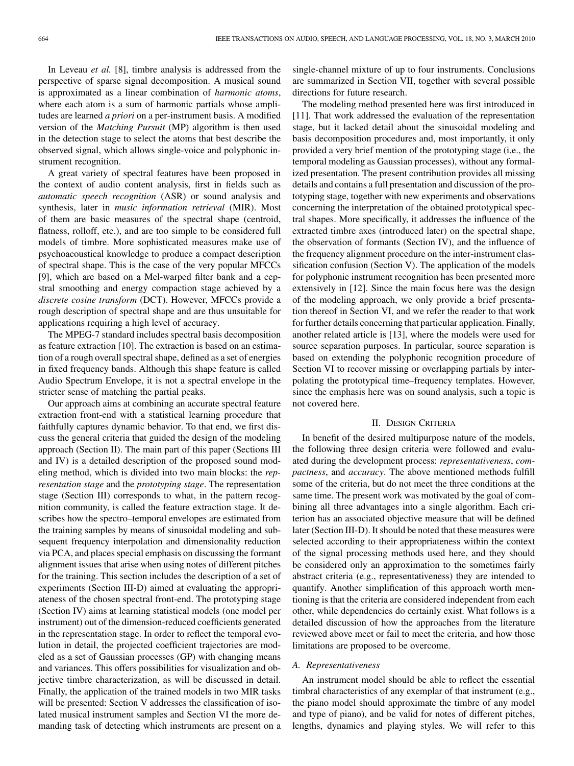In Leveau *et al.* [8], timbre analysis is addressed from the perspective of sparse signal decomposition. A musical sound is approximated as a linear combination of *harmonic atoms*, where each atom is a sum of harmonic partials whose amplitudes are learned *a priori* on a per-instrument basis. A modified version of the *Matching Pursuit* (MP) algorithm is then used in the detection stage to select the atoms that best describe the observed signal, which allows single-voice and polyphonic instrument recognition.

A great variety of spectral features have been proposed in the context of audio content analysis, first in fields such as *automatic speech recognition* (ASR) or sound analysis and synthesis, later in *music information retrieval* (MIR). Most of them are basic measures of the spectral shape (centroid, flatness, rolloff, etc.), and are too simple to be considered full models of timbre. More sophisticated measures make use of psychoacoustical knowledge to produce a compact description of spectral shape. This is the case of the very popular MFCCs [9], which are based on a Mel-warped filter bank and a cepstral smoothing and energy compaction stage achieved by a *discrete cosine transform* (DCT). However, MFCCs provide a rough description of spectral shape and are thus unsuitable for applications requiring a high level of accuracy.

The MPEG-7 standard includes spectral basis decomposition as feature extraction [10]. The extraction is based on an estimation of a rough overall spectral shape, defined as a set of energies in fixed frequency bands. Although this shape feature is called Audio Spectrum Envelope, it is not a spectral envelope in the stricter sense of matching the partial peaks.

Our approach aims at combining an accurate spectral feature extraction front-end with a statistical learning procedure that faithfully captures dynamic behavior. To that end, we first discuss the general criteria that guided the design of the modeling approach (Section II). The main part of this paper (Sections III and IV) is a detailed description of the proposed sound modeling method, which is divided into two main blocks: the *representation stage* and the *prototyping stage*. The representation stage (Section III) corresponds to what, in the pattern recognition community, is called the feature extraction stage. It describes how the spectro–temporal envelopes are estimated from the training samples by means of sinusoidal modeling and subsequent frequency interpolation and dimensionality reduction via PCA, and places special emphasis on discussing the formant alignment issues that arise when using notes of different pitches for the training. This section includes the description of a set of experiments (Section III-D) aimed at evaluating the appropriateness of the chosen spectral front-end. The prototyping stage (Section IV) aims at learning statistical models (one model per instrument) out of the dimension-reduced coefficients generated in the representation stage. In order to reflect the temporal evolution in detail, the projected coefficient trajectories are modeled as a set of Gaussian processes (GP) with changing means and variances. This offers possibilities for visualization and objective timbre characterization, as will be discussed in detail. Finally, the application of the trained models in two MIR tasks will be presented: Section V addresses the classification of isolated musical instrument samples and Section VI the more demanding task of detecting which instruments are present on a single-channel mixture of up to four instruments. Conclusions are summarized in Section VII, together with several possible directions for future research.

The modeling method presented here was first introduced in [11]. That work addressed the evaluation of the representation stage, but it lacked detail about the sinusoidal modeling and basis decomposition procedures and, most importantly, it only provided a very brief mention of the prototyping stage (i.e., the temporal modeling as Gaussian processes), without any formalized presentation. The present contribution provides all missing details and contains a full presentation and discussion of the prototyping stage, together with new experiments and observations concerning the interpretation of the obtained prototypical spectral shapes. More specifically, it addresses the influence of the extracted timbre axes (introduced later) on the spectral shape, the observation of formants (Section IV), and the influence of the frequency alignment procedure on the inter-instrument classification confusion (Section V). The application of the models for polyphonic instrument recognition has been presented more extensively in [12]. Since the main focus here was the design of the modeling approach, we only provide a brief presentation thereof in Section VI, and we refer the reader to that work for further details concerning that particular application. Finally, another related article is [13], where the models were used for source separation purposes. In particular, source separation is based on extending the polyphonic recognition procedure of Section VI to recover missing or overlapping partials by interpolating the prototypical time–frequency templates. However, since the emphasis here was on sound analysis, such a topic is not covered here.

## II. Design Criteria

In benefit of the desired multipurpose nature of the models, the following three design criteria were followed and evaluated during the development process: *representativeness*, *compactness*, and *accuracy*. The above mentioned methods fulfill some of the criteria, but do not meet the three conditions at the same time. The present work was motivated by the goal of combining all three advantages into a single algorithm. Each criterion has an associated objective measure that will be defined later (Section III-D). It should be noted that these measures were selected according to their appropriateness within the context of the signal processing methods used here, and they should be considered only an approximation to the sometimes fairly abstract criteria (e.g., representativeness) they are intended to quantify. Another simplification of this approach worth mentioning is that the criteria are considered independent from each other, while dependencies do certainly exist. What follows is a detailed discussion of how the approaches from the literature reviewed above meet or fail to meet the criteria, and how those limitations are proposed to be overcome.

### A. Representativeness

An instrument model should be able to reflect the essential timbral characteristics of any exemplar of that instrument (e.g., the piano model should approximate the timbre of any model and type of piano), and be valid for notes of different pitches, lengths, dynamics and playing styles. We will refer to this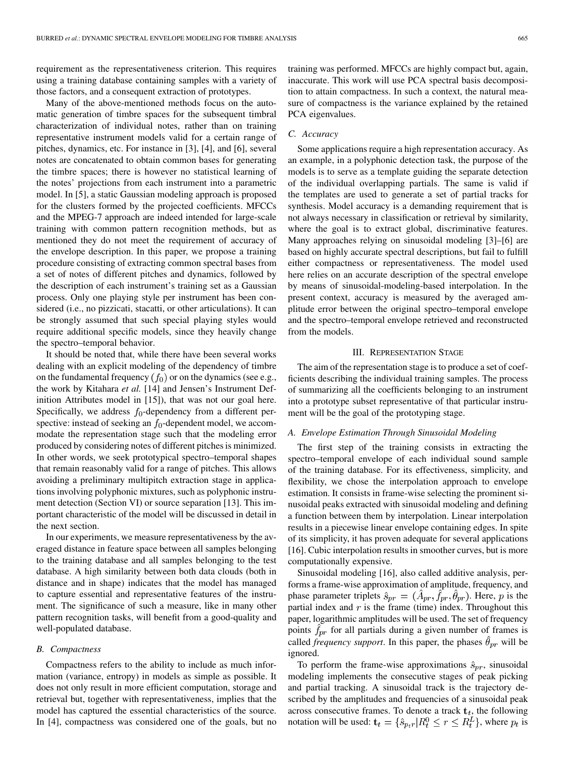requirement as the representativeness criterion. This requires using a training database containing samples with a variety of those factors, and a consequent extraction of prototypes.

Many of the above-mentioned methods focus on the automatic generation of timbre spaces for the subsequent timbral characterization of individual notes, rather than on training representative instrument models valid for a certain range of pitches, dynamics, etc. For instance in [3], [4], and [6], several notes are concatenated to obtain common bases for generating the timbre spaces; there is however no statistical learning of the notes' projections from each instrument into a parametric model. In [5], a static Gaussian modeling approach is proposed for the clusters formed by the projected coefficients. MFCCs and the MPEG-7 approach are indeed intended for large-scale training with common pattern recognition methods, but as mentioned they do not meet the requirement of accuracy of the envelope description. In this paper, we propose a training procedure consisting of extracting common spectral bases from a set of notes of different pitches and dynamics, followed by the description of each instrument's training set as a Gaussian process. Only one playing style per instrument has been considered (i.e., no pizzicati, stacatti, or other articulations). It can be strongly assumed that such special playing styles would require additional specific models, since they heavily change the spectro–temporal behavior.

It should be noted that, while there have been several works dealing with an explicit modeling of the dependency of timbre on the fundamental frequency ($f_0$) or on the dynamics (see e.g., the work by Kitahara *et al.* [14] and Jensen's Instrument Definition Attributes model in [15]), that was not our goal here. Specifically, we address $f_0$-dependency from a different perspective: instead of seeking an $f_0$-dependent model, we accommodate the representation stage such that the modeling error produced by considering notes of different pitches is minimized. In other words, we seek prototypical spectro–temporal shapes that remain reasonably valid for a range of pitches. This allows avoiding a preliminary multipitch extraction stage in applications involving polyphonic mixtures, such as polyphonic instrument detection (Section VI) or source separation [13]. This important characteristic of the model will be discussed in detail in the next section.

In our experiments, we measure representativeness by the averaged distance in feature space between all samples belonging to the training database and all samples belonging to the test database. A high similarity between both data clouds (both in distance and in shape) indicates that the model has managed to capture essential and representative features of the instrument. The significance of such a measure, like in many other pattern recognition tasks, will benefit from a good-quality and well-populated database.

### B. Compactness

Compactness refers to the ability to include as much information (variance, entropy) in models as simple as possible. It does not only result in more efficient computation, storage and retrieval but, together with representativeness, implies that the model has captured the essential characteristics of the source. In [4], compactness was considered one of the goals, but no training was performed. MFCCs are highly compact but, again, inaccurate. This work will use PCA spectral basis decomposition to attain compactness. In such a context, the natural measure of compactness is the variance explained by the retained PCA eigenvalues.

### C. Accuracy

Some applications require a high representation accuracy. As an example, in a polyphonic detection task, the purpose of the models is to serve as a template guiding the separate detection of the individual overlapping partials. The same is valid if the templates are used to generate a set of partial tracks for synthesis. Model accuracy is a demanding requirement that is not always necessary in classification or retrieval by similarity, where the goal is to extract global, discriminative features. Many approaches relying on sinusoidal modeling [3]–[6] are based on highly accurate spectral descriptions, but fail to fulfill either compactness or representativeness. The model used here relies on an accurate description of the spectral envelope by means of sinusoidal-modeling-based interpolation. In the present context, accuracy is measured by the averaged amplitude error between the original spectro–temporal envelope and the spectro–temporal envelope retrieved and reconstructed from the models.

## III. Representation Stage

The aim of the representation stage is to produce a set of coefficients describing the individual training samples. The process of summarizing all the coefficients belonging to an instrument into a prototype subset representative of that particular instrument will be the goal of the prototyping stage.

### A. Envelope Estimation Through Sinusoidal Modeling

The first step of the training consists in extracting the spectro–temporal envelope of each individual sound sample of the training database. For its effectiveness, simplicity, and flexibility, we chose the interpolation approach to envelope estimation. It consists in frame-wise selecting the prominent sinusoidal peaks extracted with sinusoidal modeling and defining a function between them by interpolation. Linear interpolation results in a piecewise linear envelope containing edges. In spite of its simplicity, it has proven adequate for several applications [16]. Cubic interpolation results in smoother curves, but is more computationally expensive.

Sinusoidal modeling [16], also called additive analysis, performs a frame-wise approximation of amplitude, frequency, and phase parameter triplets $\hat{s}_{pr} = (\hat{A}_{pr}, \hat{f}_{pr}, \hat{\theta}_{pr})$. Here, $p$ is the partial index and $r$ is the frame (time) index. Throughout this paper, logarithmic amplitudes will be used. The set of frequency points $\hat{f}_{pr}$ for all partials during a given number of frames is called *frequency support*. In this paper, the phases $\hat{\theta}_{pr}$ will be ignored.

To perform the frame-wise approximations $\hat{s}_{pr}$, sinusoidal modeling implements the consecutive stages of peak picking and partial tracking. A sinusoidal track is the trajectory described by the amplitudes and frequencies of a sinusoidal peak across consecutive frames. To denote a track $\mathbf{t}_t$, the following notation will be used: $\mathbf{t}_t = \{\hat{s}_{p_t r} | R_t^0 \leq r \leq R_t^L\}$, where $p_t$ is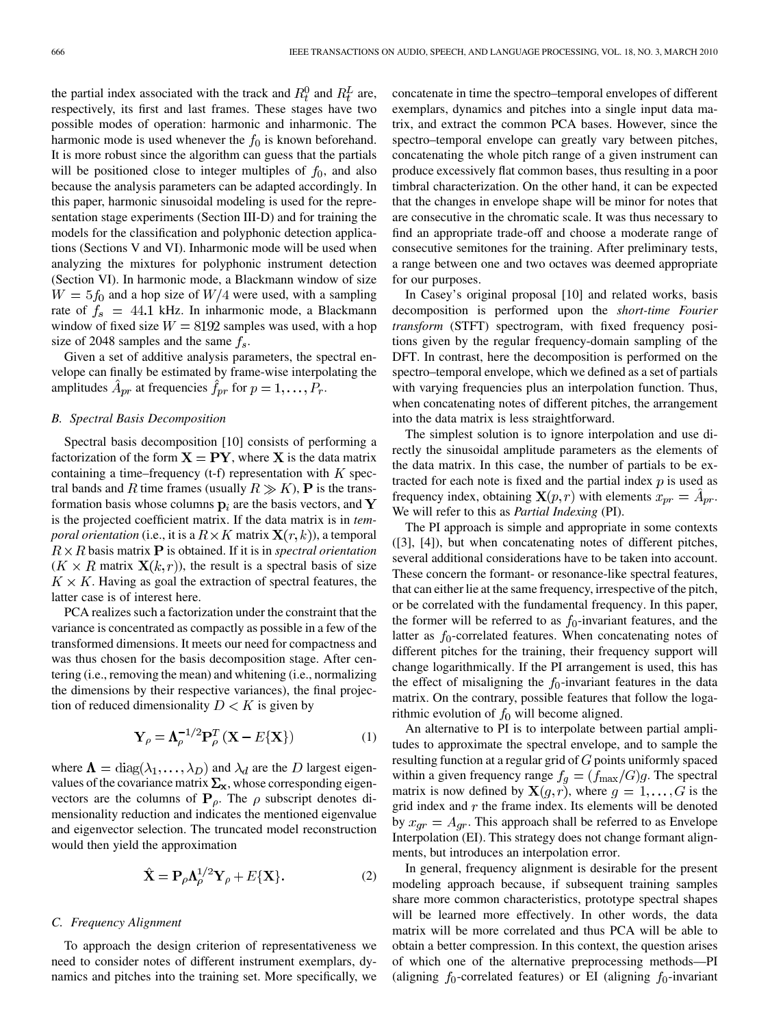the partial index associated with the track and $R_t^0$ and $R_t^L$ are, respectively, its first and last frames. These stages have two possible modes of operation: harmonic and inharmonic. The harmonic mode is used whenever the $f_0$ is known beforehand. It is more robust since the algorithm can guess that the partials will be positioned close to integer multiples of $f_0$, and also because the analysis parameters can be adapted accordingly. In this paper, harmonic sinusoidal modeling is used for the representation stage experiments (Section III-D) and for training the models for the classification and polyphonic detection applications (Sections V and VI). Inharmonic mode will be used when analyzing the mixtures for polyphonic instrument detection (Section VI). In harmonic mode, a Blackmann window of size $W = 5f_0$ and a hop size of $W/4$ were used, with a sampling rate of $f_s = 44.1$ kHz. In inharmonic mode, a Blackmann window of fixed size $W = 8192$ samples was used, with a hop size of 2048 samples and the same $f_s$.

Given a set of additive analysis parameters, the spectral envelope can finally be estimated by frame-wise interpolating the amplitudes $\hat{A}_{pr}$ at frequencies $\hat{f}_{pr}$ for $p = 1, \ldots, P_r$.

### B. Spectral Basis Decomposition

Spectral basis decomposition [10] consists of performing a factorization of the form $\mathbf{X} = \mathbf{P}\mathbf{Y}$, where $\mathbf{X}$ is the data matrix containing a time–frequency (t-f) representation with $K$ spectral bands and $R$ time frames (usually $R \gg K$), $\mathbf{P}$ is the transformation basis whose columns $\mathbf{p}_i$ are the basis vectors, and $\mathbf{Y}$ is the projected coefficient matrix. If the data matrix is in *temporal orientation* (i.e., it is a $R \times K$ matrix $\mathbf{X}(r, k)$), a temporal $R \times R$ basis matrix $\mathbf{P}$ is obtained. If it is in *spectral orientation* ($K \times R$ matrix $\mathbf{X}(k, r)$), the result is a spectral basis of size $K \times K$. Having as goal the extraction of spectral features, the latter case is of interest here.

PCA realizes such a factorization under the constraint that the variance is concentrated as compactly as possible in a few of the transformed dimensions. It meets our need for compactness and was thus chosen for the basis decomposition stage. After centering (i.e., removing the mean) and whitening (i.e., normalizing the dimensions by their respective variances), the final projection of reduced dimensionality $D < K$ is given by

$$\mathbf{Y}_\rho = \mathbf{\Lambda}_\rho^{-1/2} \mathbf{P}_\rho^T (\mathbf{X} - E\{\mathbf{X}\}) \tag{1}$$

where $\mathbf{\Lambda} = \mathrm{diag}(\lambda_1, \ldots, \lambda_D)$ and $\lambda_d$ are the $D$ largest eigenvalues of the covariance matrix $\mathbf{\Sigma_x}$, whose corresponding eigenvectors are the columns of $\mathbf{P}_\rho$. The $\rho$ subscript denotes dimensionality reduction and indicates the mentioned eigenvalue and eigenvector selection. The truncated model reconstruction would then yield the approximation

$$\hat{\mathbf{X}} = \mathbf{P}_\rho \mathbf{\Lambda}_\rho^{1/2} \mathbf{Y}_\rho + E\{\mathbf{X}\}. \tag{2}$$

### C. Frequency Alignment

To approach the design criterion of representativeness we need to consider notes of different instrument exemplars, dynamics and pitches into the training set. More specifically, we concatenate in time the spectro–temporal envelopes of different exemplars, dynamics and pitches into a single input data matrix, and extract the common PCA bases. However, since the spectro–temporal envelope can greatly vary between pitches, concatenating the whole pitch range of a given instrument can produce excessively flat common bases, thus resulting in a poor timbral characterization. On the other hand, it can be expected that the changes in envelope shape will be minor for notes that are consecutive in the chromatic scale. It was thus necessary to find an appropriate trade-off and choose a moderate range of consecutive semitones for the training. After preliminary tests, a range between one and two octaves was deemed appropriate for our purposes.

In Casey's original proposal [10] and related works, basis decomposition is performed upon the *short-time Fourier transform* (STFT) spectrogram, with fixed frequency positions given by the regular frequency-domain sampling of the DFT. In contrast, here the decomposition is performed on the spectro–temporal envelope, which we defined as a set of partials with varying frequencies plus an interpolation function. Thus, when concatenating notes of different pitches, the arrangement into the data matrix is less straightforward.

The simplest solution is to ignore interpolation and use directly the sinusoidal amplitude parameters as the elements of the data matrix. In this case, the number of partials to be extracted for each note is fixed and the partial index $p$ is used as frequency index, obtaining $\mathbf{X}(p, r)$ with elements $x_{pr} = \hat{A}_{pr}$. We will refer to this as *Partial Indexing* (PI).

The PI approach is simple and appropriate in some contexts ([3], [4]), but when concatenating notes of different pitches, several additional considerations have to be taken into account. These concern the formant- or resonance-like spectral features, that can either lie at the same frequency, irrespective of the pitch, or be correlated with the fundamental frequency. In this paper, the former will be referred to as $f_0$-invariant features, and the latter as $f_0$-correlated features. When concatenating notes of different pitches for the training, their frequency support will change logarithmically. If the PI arrangement is used, this has the effect of misaligning the $f_0$-invariant features in the data matrix. On the contrary, possible features that follow the logarithmic evolution of $f_0$ will become aligned.

An alternative to PI is to interpolate between partial amplitudes to approximate the spectral envelope, and to sample the resulting function at a regular grid of $G$ points uniformly spaced within a given frequency range $f_g = (f_{\max}/G)g$. The spectral matrix is now defined by $\mathbf{X}(g, r)$, where $g = 1, \ldots, G$ is the grid index and $r$ the frame index. Its elements will be denoted by $x_{gr} = A_{gr}$. This approach shall be referred to as Envelope Interpolation (EI). This strategy does not change formant alignments, but introduces an interpolation error.

In general, frequency alignment is desirable for the present modeling approach because, if subsequent training samples share more common characteristics, prototype spectral shapes will be learned more effectively. In other words, the data matrix will be more correlated and thus PCA will be able to obtain a better compression. In this context, the question arises of which one of the alternative preprocessing methods—PI (aligning $f_0$-correlated features) or EI (aligning $f_0$-invariant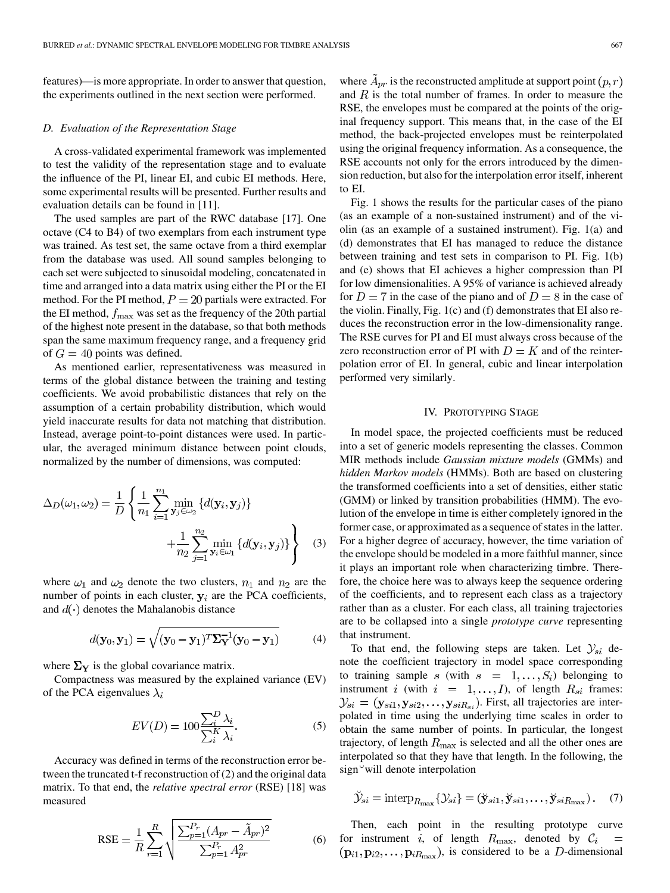features)—is more appropriate. In order to answer that question, the experiments outlined in the next section were performed.

### D. Evaluation of the Representation Stage

A cross-validated experimental framework was implemented to test the validity of the representation stage and to evaluate the influence of the PI, linear EI, and cubic EI methods. Here, some experimental results will be presented. Further results and evaluation details can be found in [11].

The used samples are part of the RWC database [17]. One octave (C4 to B4) of two exemplars from each instrument type was trained. As test set, the same octave from a third exemplar from the database was used. All sound samples belonging to each set were subjected to sinusoidal modeling, concatenated in time and arranged into a data matrix using either the PI or the EI method. For the PI method, $P = 20$ partials were extracted. For the EI method, $f_{\max}$ was set as the frequency of the 20th partial of the highest note present in the database, so that both methods span the same maximum frequency range, and a frequency grid of $G = 40$ points was defined.

As mentioned earlier, representativeness was measured in terms of the global distance between the training and testing coefficients. We avoid probabilistic distances that rely on the assumption of a certain probability distribution, which would yield inaccurate results for data not matching that distribution. Instead, average point-to-point distances were used. In particular, the averaged minimum distance between point clouds, normalized by the number of dimensions, was computed:

$$\Delta_D(\omega_1, \omega_2) = \frac{1}{D} \left\{ \frac{1}{n_1} \sum_{i=1}^{n_1} \min_{\mathbf{y}_j \in \omega_2} \{d(\mathbf{y}_i, \mathbf{y}_j)\} + \frac{1}{n_2} \sum_{j=1}^{n_2} \min_{\mathbf{y}_i \in \omega_1} \{d(\mathbf{y}_i, \mathbf{y}_j)\} \right\} \quad (3)$$

where $\omega_1$ and $\omega_2$ denote the two clusters, $n_1$ and $n_2$ are the number of points in each cluster, $\mathbf{y}_i$ are the PCA coefficients, and $d(\cdot)$ denotes the Mahalanobis distance

$$d(\mathbf{y}_0, \mathbf{y}_1) = \sqrt{(\mathbf{y}_0 - \mathbf{y}_1)^T \mathbf{\Sigma}_{\mathbf{Y}}^{-1} (\mathbf{y}_0 - \mathbf{y}_1)} \quad (4)$$

where $\mathbf{\Sigma}_{\mathbf{Y}}$ is the global covariance matrix.

Compactness was measured by the explained variance (EV) of the PCA eigenvalues $\lambda_i$

$$EV(D) = 100 \frac{\sum_i^D \lambda_i}{\sum_i^K \lambda_i}. \quad (5)$$

Accuracy was defined in terms of the reconstruction error between the truncated t-f reconstruction of (2) and the original data matrix. To that end, the *relative spectral error* (RSE) [18] was measured

$$\text{RSE} = \frac{1}{R} \sum_{r=1}^{R} \sqrt{\frac{\sum_{p=1}^{P_r} (A_{pr} - \tilde{A}_{pr})^2}{\sum_{p=1}^{P_r} A_{pr}^2}} \quad (6)$$

where $\tilde{A}_{pr}$ is the reconstructed amplitude at support point $(p, r)$ and $R$ is the total number of frames. In order to measure the RSE, the envelopes must be compared at the points of the original frequency support. This means that, in the case of the EI method, the back-projected envelopes must be reinterpolated using the original frequency information. As a consequence, the RSE accounts not only for the errors introduced by the dimension reduction, but also for the interpolation error itself, inherent to EI.

Fig. 1 shows the results for the particular cases of the piano (as an example of a non-sustained instrument) and of the violin (as an example of a sustained instrument). Fig. 1(a) and (d) demonstrates that EI has managed to reduce the distance between training and test sets in comparison to PI. Fig. 1(b) and (e) shows that EI achieves a higher compression than PI for low dimensionalities. A 95% of variance is achieved already for $D = 7$ in the case of the piano and of $D = 8$ in the case of the violin. Finally, Fig. 1(c) and (f) demonstrates that EI also reduces the reconstruction error in the low-dimensionality range. The RSE curves for PI and EI must always cross because of the zero reconstruction error of PI with $D = K$ and of the reinterpolation error of EI. In general, cubic and linear interpolation performed very similarly.

## IV. Prototyping Stage

In model space, the projected coefficients must be reduced into a set of generic models representing the classes. Common MIR methods include *Gaussian mixture models* (GMMs) and *hidden Markov models* (HMMs). Both are based on clustering the transformed coefficients into a set of densities, either static (GMM) or linked by transition probabilities (HMM). The evolution of the envelope in time is either completely ignored in the former case, or approximated as a sequence of states in the latter. For a higher degree of accuracy, however, the time variation of the envelope should be modeled in a more faithful manner, since it plays an important role when characterizing timbre. Therefore, the choice here was to always keep the sequence ordering of the coefficients, and to represent each class as a trajectory rather than as a cluster. For each class, all training trajectories are to be collapsed into a single *prototype curve* representing that instrument.

To that end, the following steps are taken. Let $\mathcal{Y}_{si}$ denote the coefficient trajectory in model space corresponding to training sample $s$ (with $s = 1, \ldots, S_i$) belonging to instrument $i$ (with $i = 1, \ldots, I$), of length $R_{si}$ frames: $\mathcal{Y}_{si} = (\mathbf{y}_{si1}, \mathbf{y}_{si2}, \ldots, \mathbf{y}_{siR_{si}})$. First, all trajectories are interpolated in time using the underlying time scales in order to obtain the same number of points. In particular, the longest trajectory, of length $R_{\max}$ is selected and all the other ones are interpolated so that they have that length. In the following, the sign $\breve{}$ will denote interpolation

$$\breve{\mathcal{Y}}_{si} = \text{interp}_{R_{\max}}\{\mathcal{Y}_{si}\} = (\breve{\mathbf{y}}_{si1}, \breve{\mathbf{y}}_{si1}, \ldots, \breve{\mathbf{y}}_{siR_{\max}}). \quad (7)$$

Then, each point in the resulting prototype curve for instrument $i$, of length $R_{\max}$, denoted by $\mathcal{C}_i = (\mathbf{p}_{i1}, \mathbf{p}_{i2}, \ldots, \mathbf{p}_{iR_{\max}})$, is considered to be a $D$-dimensional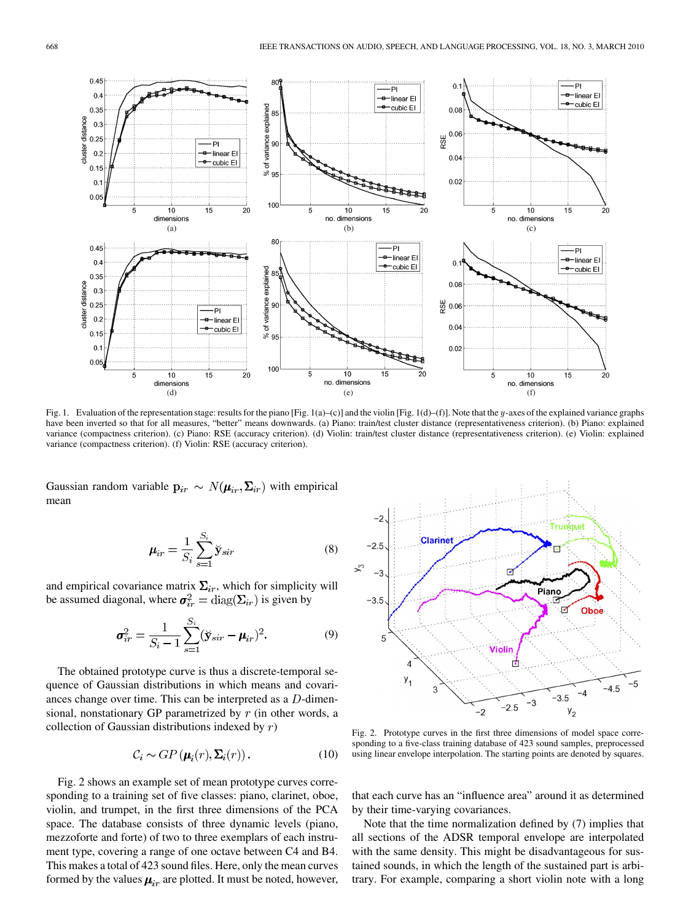Fig. 1. Evaluation of the representation stage: results for the piano [Fig. 1(a)–(c)] and the violin [Fig. 1(d)–(f)]. Note that the $y$-axes of the explained variance graphs have been inverted so that for all measures, "better" means downwards. (a) Piano: train/test cluster distance (representativeness criterion). (b) Piano: explained variance (compactness criterion). (c) Piano: RSE (accuracy criterion). (d) Violin: train/test cluster distance (representativeness criterion). (e) Violin: explained variance (compactness criterion). (f) Violin: RSE (accuracy criterion).

Gaussian random variable $\mathbf{p}_{ir} \sim N(\boldsymbol{\mu}_{ir}, \boldsymbol{\Sigma}_{ir})$ with empirical mean

$$\boldsymbol{\mu}_{ir} = \frac{1}{S_i} \sum_{s=1}^{S_i} \breve{\mathbf{y}}_{sir} \tag{8}$$

and empirical covariance matrix $\boldsymbol{\Sigma}_{ir}$, which for simplicity will be assumed diagonal, where $\boldsymbol{\sigma}_{ir}^2 = \text{diag}(\boldsymbol{\Sigma}_{ir})$ is given by

$$\boldsymbol{\sigma}_{ir}^2 = \frac{1}{S_i - 1} \sum_{s=1}^{S_i} (\breve{\mathbf{y}}_{sir} - \boldsymbol{\mu}_{ir})^2. \tag{9}$$

The obtained prototype curve is thus a discrete-temporal sequence of Gaussian distributions in which means and covariances change over time. This can be interpreted as a $D$-dimensional, nonstationary GP parametrized by $r$ (in other words, a collection of Gaussian distributions indexed by $r$)

$$\mathcal{C}_i \sim GP\left(\boldsymbol{\mu}_i(r), \boldsymbol{\Sigma}_i(r)\right). \tag{10}$$

Fig. 2 shows an example set of mean prototype curves corresponding to a training set of five classes: piano, clarinet, oboe, violin, and trumpet, in the first three dimensions of the PCA space. The database consists of three dynamic levels (piano, mezzoforte and forte) of two to three exemplars of each instrument type, covering a range of one octave between C4 and B4. This makes a total of 423 sound files. Here, only the mean curves formed by the values $\boldsymbol{\mu}_{ir}$ are plotted. It must be noted, however, that each curve has an "influence area" around it as determined by their time-varying covariances.

Fig. 2. Prototype curves in the first three dimensions of model space corresponding to a five-class training database of 423 sound samples, preprocessed using linear envelope interpolation. The starting points are denoted by squares.

Note that the time normalization defined by (7) implies that all sections of the ADSR temporal envelope are interpolated with the same density. This might be disadvantageous for sustained sounds, in which the length of the sustained part is arbitrary. For example, comparing a short violin note with a long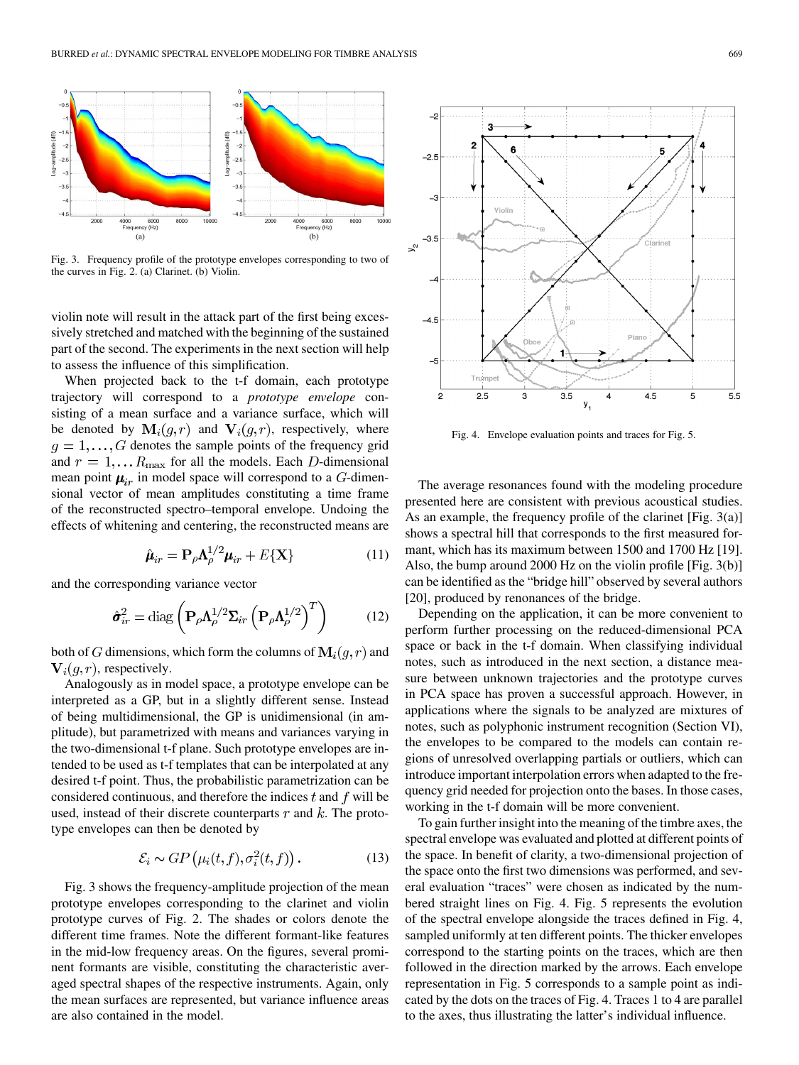Fig. 3. Frequency profile of the prototype envelopes corresponding to two of the curves in Fig. 2. (a) Clarinet. (b) Violin.

violin note will result in the attack part of the first being excessively stretched and matched with the beginning of the sustained part of the second. The experiments in the next section will help to assess the influence of this simplification.

When projected back to the t-f domain, each prototype trajectory will correspond to a *prototype envelope* consisting of a mean surface and a variance surface, which will be denoted by $\mathbf{M}_i(g,r)$ and $\mathbf{V}_i(g,r)$, respectively, where $g = 1,\ldots,G$ denotes the sample points of the frequency grid and $r = 1,\ldots R_{\max}$ for all the models. Each $D$-dimensional mean point $\boldsymbol{\mu}_{ir}$ in model space will correspond to a $G$-dimensional vector of mean amplitudes constituting a time frame of the reconstructed spectro–temporal envelope. Undoing the effects of whitening and centering, the reconstructed means are

$$\hat{\boldsymbol{\mu}}_{ir} = \mathbf{P}_\rho \boldsymbol{\Lambda}_\rho^{1/2} \boldsymbol{\mu}_{ir} + E\{\mathbf{X}\} \tag{11}$$

and the corresponding variance vector

$$\hat{\boldsymbol{\sigma}}_{ir}^2 = \operatorname{diag}\left(\mathbf{P}_\rho \boldsymbol{\Lambda}_\rho^{1/2} \boldsymbol{\Sigma}_{ir} \left(\mathbf{P}_\rho \boldsymbol{\Lambda}_\rho^{1/2}\right)^T\right) \tag{12}$$

both of $G$ dimensions, which form the columns of $\mathbf{M}_i(g,r)$ and $\mathbf{V}_i(g,r)$, respectively.

Analogously as in model space, a prototype envelope can be interpreted as a GP, but in a slightly different sense. Instead of being multidimensional, the GP is unidimensional (in amplitude), but parametrized with means and variances varying in the two-dimensional t-f plane. Such prototype envelopes are intended to be used as t-f templates that can be interpolated at any desired t-f point. Thus, the probabilistic parametrization can be considered continuous, and therefore the indices $t$ and $f$ will be used, instead of their discrete counterparts $r$ and $k$. The prototype envelopes can then be denoted by

$$\mathcal{E}_i \sim GP\left(\mu_i(t,f), \sigma_i^2(t,f)\right). \tag{13}$$

Fig. 3 shows the frequency-amplitude projection of the mean prototype envelopes corresponding to the clarinet and violin prototype curves of Fig. 2. The shades or colors denote the different time frames. Note the different formant-like features in the mid-low frequency areas. On the figures, several prominent formants are visible, constituting the characteristic averaged spectral shapes of the respective instruments. Again, only the mean surfaces are represented, but variance influence areas are also contained in the model.

Fig. 4. Envelope evaluation points and traces for Fig. 5.

The average resonances found with the modeling procedure presented here are consistent with previous acoustical studies. As an example, the frequency profile of the clarinet [Fig. 3(a)] shows a spectral hill that corresponds to the first measured formant, which has its maximum between 1500 and 1700 Hz [19]. Also, the bump around 2000 Hz on the violin profile [Fig. 3(b)] can be identified as the "bridge hill" observed by several authors [20], produced by renonances of the bridge.

Depending on the application, it can be more convenient to perform further processing on the reduced-dimensional PCA space or back in the t-f domain. When classifying individual notes, such as introduced in the next section, a distance measure between unknown trajectories and the prototype curves in PCA space has proven a successful approach. However, in applications where the signals to be analyzed are mixtures of notes, such as polyphonic instrument recognition (Section VI), the envelopes to be compared to the models can contain regions of unresolved overlapping partials or outliers, which can introduce important interpolation errors when adapted to the frequency grid needed for projection onto the bases. In those cases, working in the t-f domain will be more convenient.

To gain further insight into the meaning of the timbre axes, the spectral envelope was evaluated and plotted at different points of the space. In benefit of clarity, a two-dimensional projection of the space onto the first two dimensions was performed, and several evaluation "traces" were chosen as indicated by the numbered straight lines on Fig. 4. Fig. 5 represents the evolution of the spectral envelope alongside the traces defined in Fig. 4, sampled uniformly at ten different points. The thicker envelopes correspond to the starting points on the traces, which are then followed in the direction marked by the arrows. Each envelope representation in Fig. 5 corresponds to a sample point as indicated by the dots on the traces of Fig. 4. Traces 1 to 4 are parallel to the axes, thus illustrating the latter's individual influence.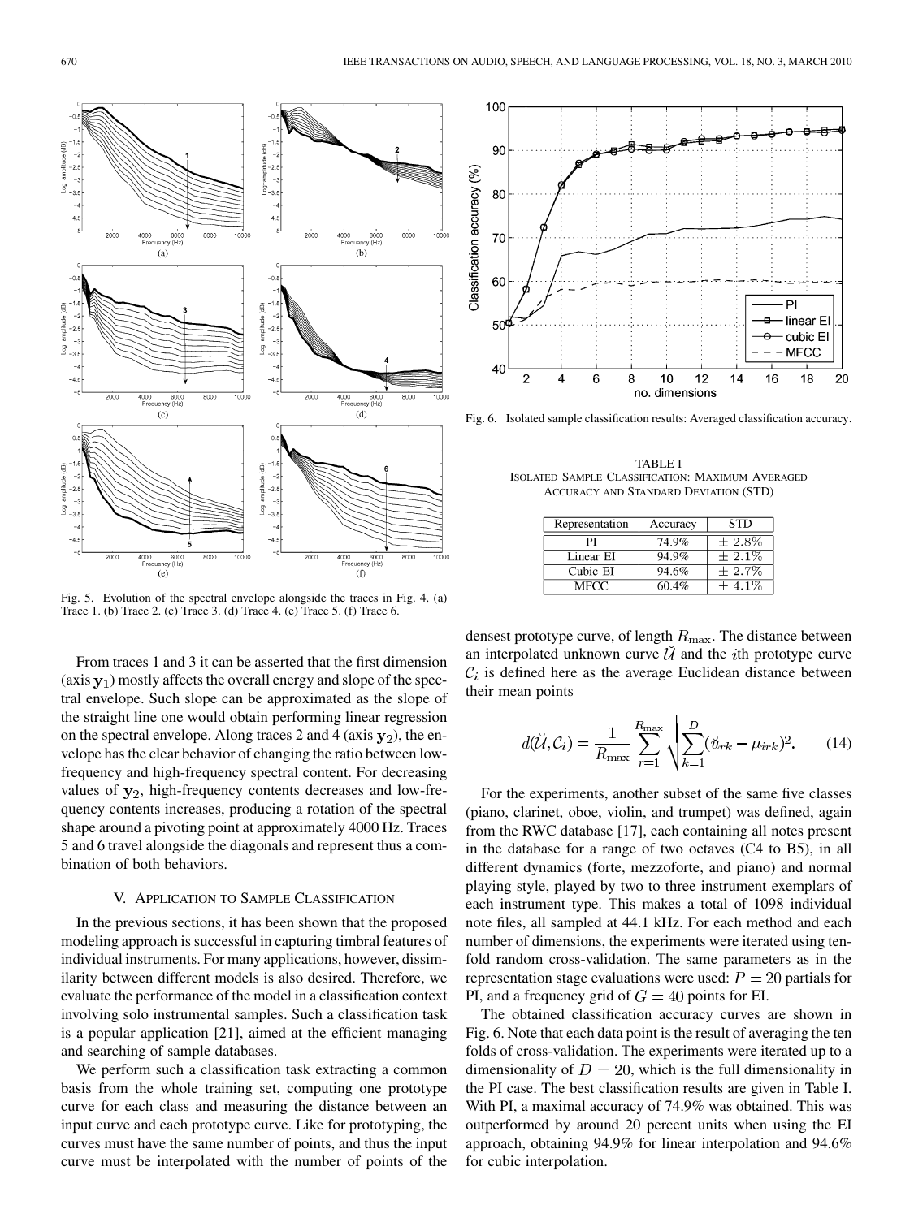Fig. 5. Evolution of the spectral envelope alongside the traces in Fig. 4. (a) Trace 1. (b) Trace 2. (c) Trace 3. (d) Trace 4. (e) Trace 5. (f) Trace 6.

From traces 1 and 3 it can be asserted that the first dimension (axis $\mathbf{y}_1$) mostly affects the overall energy and slope of the spectral envelope. Such slope can be approximated as the slope of the straight line one would obtain performing linear regression on the spectral envelope. Along traces 2 and 4 (axis $\mathbf{y}_2$), the envelope has the clear behavior of changing the ratio between low-frequency and high-frequency spectral content. For decreasing values of $\mathbf{y}_2$, high-frequency contents decreases and low-frequency contents increases, producing a rotation of the spectral shape around a pivoting point at approximately 4000 Hz. Traces 5 and 6 travel alongside the diagonals and represent thus a combination of both behaviors.

## V. Application to Sample Classification

In the previous sections, it has been shown that the proposed modeling approach is successful in capturing timbral features of individual instruments. For many applications, however, dissimilarity between different models is also desired. Therefore, we evaluate the performance of the model in a classification context involving solo instrumental samples. Such a classification task is a popular application [21], aimed at the efficient managing and searching of sample databases.

We perform such a classification task extracting a common basis from the whole training set, computing one prototype curve for each class and measuring the distance between an input curve and each prototype curve. Like for prototyping, the curves must have the same number of points, and thus the input curve must be interpolated with the number of points of the densest prototype curve, of length $R_{\max}$. The distance between an interpolated unknown curve $\breve{\mathcal{U}}$ and the $i$th prototype curve $\mathcal{C}_i$ is defined here as the average Euclidean distance between their mean points

$$d(\breve{\mathcal{U}}, \mathcal{C}_i) = \frac{1}{R_{\max}} \sum_{r=1}^{R_{\max}} \sqrt{\sum_{k=1}^{D} (\breve{u}_{rk} - \mu_{irk})^2}. \tag{14}$$

For the experiments, another subset of the same five classes (piano, clarinet, oboe, violin, and trumpet) was defined, again from the RWC database [17], each containing all notes present in the database for a range of two octaves (C4 to B5), in all different dynamics (forte, mezzoforte, and piano) and normal playing style, played by two to three instrument exemplars of each instrument type. This makes a total of 1098 individual note files, all sampled at 44.1 kHz. For each method and each number of dimensions, the experiments were iterated using tenfold random cross-validation. The same parameters as in the representation stage evaluations were used: $P = 20$ partials for PI, and a frequency grid of $G = 40$ points for EI.

The obtained classification accuracy curves are shown in Fig. 6. Note that each data point is the result of averaging the ten folds of cross-validation. The experiments were iterated up to a dimensionality of $D = 20$, which is the full dimensionality in the PI case. The best classification results are given in Table I. With PI, a maximal accuracy of 74.9% was obtained. This was outperformed by around 20 percent units when using the EI approach, obtaining 94.9% for linear interpolation and 94.6% for cubic interpolation.

Fig. 6. Isolated sample classification results: Averaged classification accuracy.

TABLE I
Isolated Sample Classification: Maximum Averaged Accuracy and Standard Deviation (STD)

| Representation | Accuracy | STD |
|---|---|---|
| PI | 74.9% | $\pm$ 2.8% |
| Linear EI | 94.9% | $\pm$ 2.1% |
| Cubic EI | 94.6% | $\pm$ 2.7% |
| MFCC | 60.4% | $\pm$ 4.1% |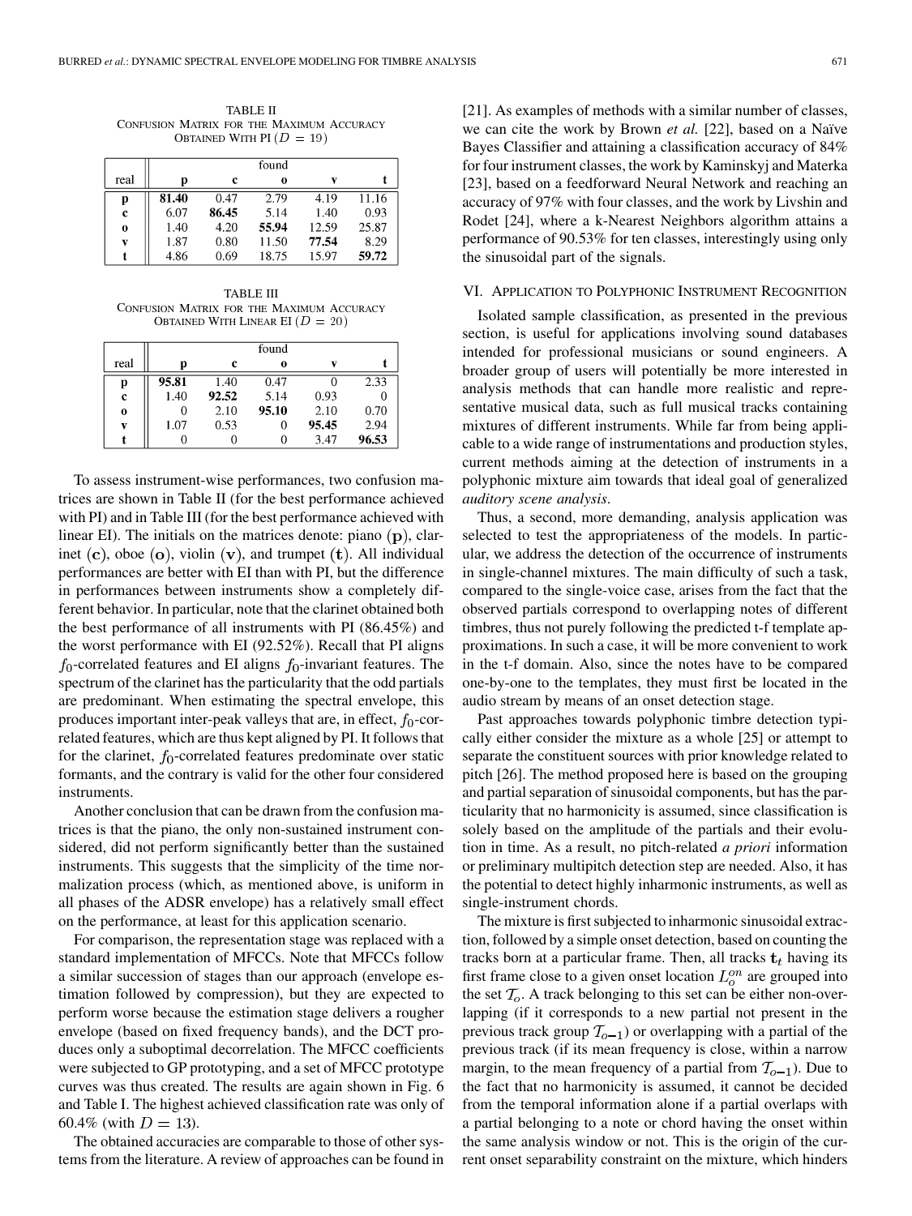TABLE II
CONFUSION MATRIX FOR THE MAXIMUM ACCURACY OBTAINED WITH PI ($D = 19$)

| real | found | | | | |
|---|---|---|---|---|---|
| | **p** | **c** | **o** | **v** | **t** |
| **p** | **81.40** | 0.47 | 2.79 | 4.19 | 11.16 |
| **c** | 6.07 | **86.45** | 5.14 | 1.40 | 0.93 |
| **o** | 1.40 | 4.20 | **55.94** | 12.59 | 25.87 |
| **v** | 1.87 | 0.80 | 11.50 | **77.54** | 8.29 |
| **t** | 4.86 | 0.69 | 18.75 | 15.97 | **59.72** |

TABLE III
CONFUSION MATRIX FOR THE MAXIMUM ACCURACY OBTAINED WITH LINEAR EI ($D = 20$)

| real | found | | | | |
|---|---|---|---|---|---|
| | **p** | **c** | **o** | **v** | **t** |
| **p** | **95.81** | 1.40 | 0.47 | 0 | 2.33 |
| **c** | 1.40 | **92.52** | 5.14 | 0.93 | 0 |
| **o** | 0 | 2.10 | **95.10** | 2.10 | 0.70 |
| **v** | 1.07 | 0.53 | 0 | **95.45** | 2.94 |
| **t** | 0 | 0 | 0 | 3.47 | **96.53** |

To assess instrument-wise performances, two confusion matrices are shown in Table II (for the best performance achieved with PI) and in Table III (for the best performance achieved with linear EI). The initials on the matrices denote: piano $(\mathbf{p})$, clarinet $(\mathbf{c})$, oboe $(\mathbf{o})$, violin $(\mathbf{v})$, and trumpet $(\mathbf{t})$. All individual performances are better with EI than with PI, but the difference in performances between instruments show a completely different behavior. In particular, note that the clarinet obtained both the best performance of all instruments with PI (86.45%) and the worst performance with EI (92.52%). Recall that PI aligns $f_0$-correlated features and EI aligns $f_0$-invariant features. The spectrum of the clarinet has the particularity that the odd partials are predominant. When estimating the spectral envelope, this produces important inter-peak valleys that are, in effect, $f_0$-correlated features, which are thus kept aligned by PI. It follows that for the clarinet, $f_0$-correlated features predominate over static formants, and the contrary is valid for the other four considered instruments.

Another conclusion that can be drawn from the confusion matrices is that the piano, the only non-sustained instrument considered, did not perform significantly better than the sustained instruments. This suggests that the simplicity of the time normalization process (which, as mentioned above, is uniform in all phases of the ADSR envelope) has a relatively small effect on the performance, at least for this application scenario.

For comparison, the representation stage was replaced with a standard implementation of MFCCs. Note that MFCCs follow a similar succession of stages than our approach (envelope estimation followed by compression), but they are expected to perform worse because the estimation stage delivers a rougher envelope (based on fixed frequency bands), and the DCT produces only a suboptimal decorrelation. The MFCC coefficients were subjected to GP prototyping, and a set of MFCC prototype curves was thus created. The results are again shown in Fig. 6 and Table I. The highest achieved classification rate was only of 60.4% (with $D = 13$).

The obtained accuracies are comparable to those of other systems from the literature. A review of approaches can be found in [21]. As examples of methods with a similar number of classes, we can cite the work by Brown *et al.* [22], based on a Naïve Bayes Classifier and attaining a classification accuracy of 84% for four instrument classes, the work by Kaminskyj and Materka [23], based on a feedforward Neural Network and reaching an accuracy of 97% with four classes, and the work by Livshin and Rodet [24], where a k-Nearest Neighbors algorithm attains a performance of 90.53% for ten classes, interestingly using only the sinusoidal part of the signals.

## VI. Application to Polyphonic Instrument Recognition

Isolated sample classification, as presented in the previous section, is useful for applications involving sound databases intended for professional musicians or sound engineers. A broader group of users will potentially be more interested in analysis methods that can handle more realistic and representative musical data, such as full musical tracks containing mixtures of different instruments. While far from being applicable to a wide range of instrumentations and production styles, current methods aiming at the detection of instruments in a polyphonic mixture aim towards that ideal goal of generalized *auditory scene analysis*.

Thus, a second, more demanding, analysis application was selected to test the appropriateness of the models. In particular, we address the detection of the occurrence of instruments in single-channel mixtures. The main difficulty of such a task, compared to the single-voice case, arises from the fact that the observed partials correspond to overlapping notes of different timbres, thus not purely following the predicted t-f template approximations. In such a case, it will be more convenient to work in the t-f domain. Also, since the notes have to be compared one-by-one to the templates, they must first be located in the audio stream by means of an onset detection stage.

Past approaches towards polyphonic timbre detection typically either consider the mixture as a whole [25] or attempt to separate the constituent sources with prior knowledge related to pitch [26]. The method proposed here is based on the grouping and partial separation of sinusoidal components, but has the particularity that no harmonicity is assumed, since classification is solely based on the amplitude of the partials and their evolution in time. As a result, no pitch-related *a priori* information or preliminary multipitch detection step are needed. Also, it has the potential to detect highly inharmonic instruments, as well as single-instrument chords.

The mixture is first subjected to inharmonic sinusoidal extraction, followed by a simple onset detection, based on counting the tracks born at a particular frame. Then, all tracks $\mathbf{t}_t$ having its first frame close to a given onset location $L_o^{on}$ are grouped into the set $\mathcal{T}_o$. A track belonging to this set can be either non-overlapping (if it corresponds to a new partial not present in the previous track group $\mathcal{T}_{o-1}$) or overlapping with a partial of the previous track (if its mean frequency is close, within a narrow margin, to the mean frequency of a partial from $\mathcal{T}_{o-1}$). Due to the fact that no harmonicity is assumed, it cannot be decided from the temporal information alone if a partial overlaps with a partial belonging to a note or chord having the onset within the same analysis window or not. This is the origin of the current onset separability constraint on the mixture, which hinders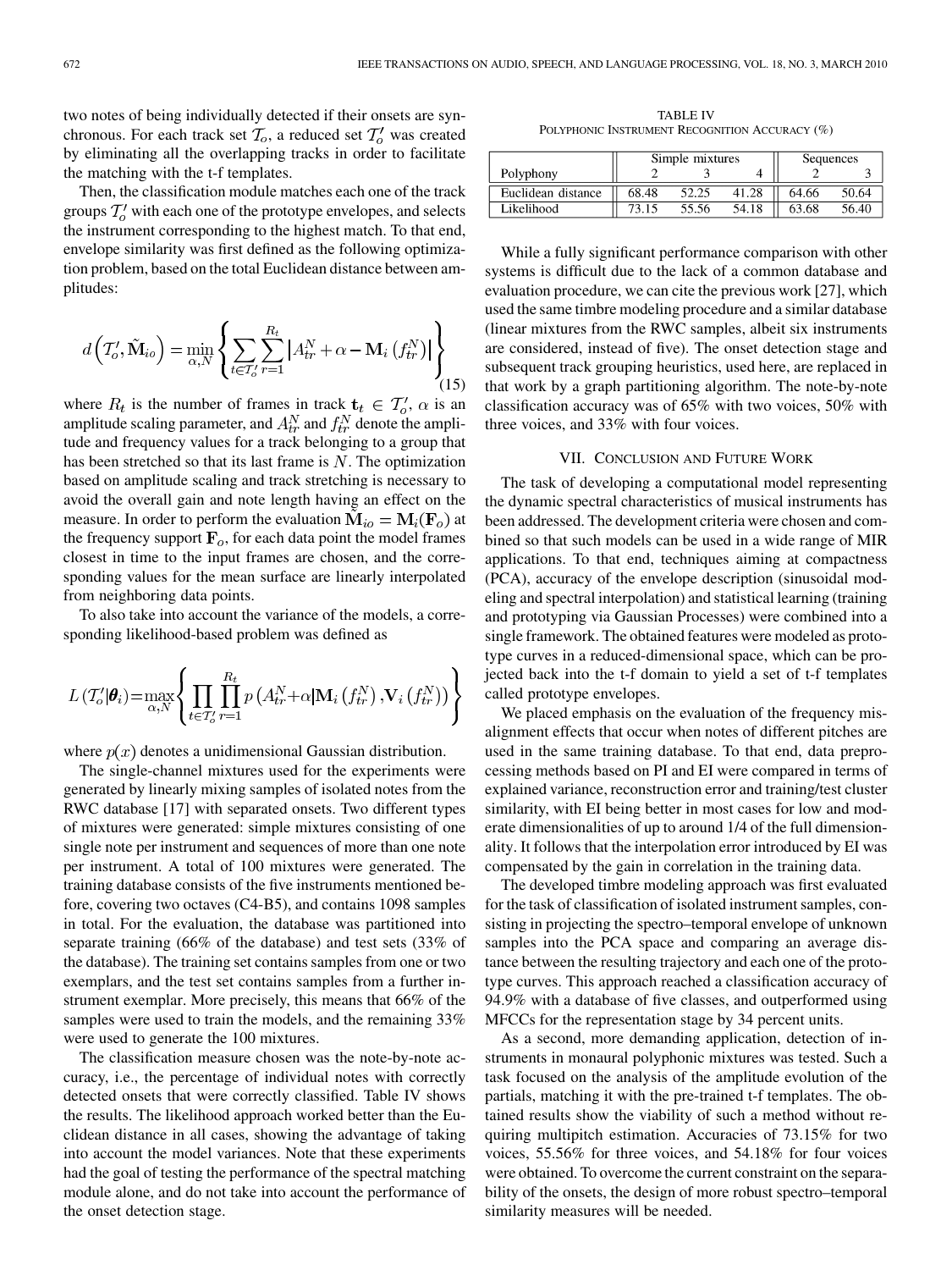two notes of being individually detected if their onsets are synchronous. For each track set $\mathcal{T}_o$, a reduced set $\mathcal{T}'_o$ was created by eliminating all the overlapping tracks in order to facilitate the matching with the t-f templates.

Then, the classification module matches each one of the track groups $\mathcal{T}'_o$ with each one of the prototype envelopes, and selects the instrument corresponding to the highest match. To that end, envelope similarity was first defined as the following optimization problem, based on the total Euclidean distance between amplitudes:

$$d\left(\mathcal{T}'_o, \tilde{\mathbf{M}}_{io}\right) = \min_{\alpha, N} \left\{ \sum_{t \in \mathcal{T}'_o} \sum_{r=1}^{R_t} \left| A_{tr}^N + \alpha - \mathbf{M}_i\left(f_{tr}^N\right) \right| \right\} \tag{15}$$

where $R_t$ is the number of frames in track $\mathbf{t}_t \in \mathcal{T}'_o$, $\alpha$ is an amplitude scaling parameter, and $A_{tr}^N$ and $f_{tr}^N$ denote the amplitude and frequency values for a track belonging to a group that has been stretched so that its last frame is $N$. The optimization based on amplitude scaling and track stretching is necessary to avoid the overall gain and note length having an effect on the measure. In order to perform the evaluation $\tilde{\mathbf{M}}_{io} = \mathbf{M}_i(\mathbf{F}_o)$ at the frequency support $\mathbf{F}_o$, for each data point the model frames closest in time to the input frames are chosen, and the corresponding values for the mean surface are linearly interpolated from neighboring data points.

To also take into account the variance of the models, a corresponding likelihood-based problem was defined as

$$L\left(\mathcal{T}'_o|\boldsymbol{\theta}_i\right) = \max_{\alpha, N} \left\{ \prod_{t \in \mathcal{T}'_o} \prod_{r=1}^{R_t} p\left(A_{tr}^N + \alpha|\mathbf{M}_i\left(f_{tr}^N\right), \mathbf{V}_i\left(f_{tr}^N\right)\right) \right\}$$

where $p(x)$ denotes a unidimensional Gaussian distribution.

The single-channel mixtures used for the experiments were generated by linearly mixing samples of isolated notes from the RWC database [17] with separated onsets. Two different types of mixtures were generated: simple mixtures consisting of one single note per instrument and sequences of more than one note per instrument. A total of 100 mixtures were generated. The training database consists of the five instruments mentioned before, covering two octaves (C4-B5), and contains 1098 samples in total. For the evaluation, the database was partitioned into separate training (66% of the database) and test sets (33% of the database). The training set contains samples from one or two exemplars, and the test set contains samples from a further instrument exemplar. More precisely, this means that 66% of the samples were used to train the models, and the remaining 33% were used to generate the 100 mixtures.

The classification measure chosen was the note-by-note accuracy, i.e., the percentage of individual notes with correctly detected onsets that were correctly classified. Table IV shows the results. The likelihood approach worked better than the Euclidean distance in all cases, showing the advantage of taking into account the model variances. Note that these experiments had the goal of testing the performance of the spectral matching module alone, and do not take into account the performance of the onset detection stage.

TABLE IV
POLYPHONIC INSTRUMENT RECOGNITION ACCURACY (%)

| | Simple mixtures | | | Sequences | |
|---|---|---|---|---|---|
| Polyphony | 2 | 3 | 4 | 2 | 3 |
| Euclidean distance | 68.48 | 52.25 | 41.28 | 64.66 | 50.64 |
| Likelihood | 73.15 | 55.56 | 54.18 | 63.68 | 56.40 |

While a fully significant performance comparison with other systems is difficult due to the lack of a common database and evaluation procedure, we can cite the previous work [27], which used the same timbre modeling procedure and a similar database (linear mixtures from the RWC samples, albeit six instruments are considered, instead of five). The onset detection stage and subsequent track grouping heuristics, used here, are replaced in that work by a graph partitioning algorithm. The note-by-note classification accuracy was of 65% with two voices, 50% with three voices, and 33% with four voices.

## VII. Conclusion and Future Work

The task of developing a computational model representing the dynamic spectral characteristics of musical instruments has been addressed. The development criteria were chosen and combined so that such models can be used in a wide range of MIR applications. To that end, techniques aiming at compactness (PCA), accuracy of the envelope description (sinusoidal modeling and spectral interpolation) and statistical learning (training and prototyping via Gaussian Processes) were combined into a single framework. The obtained features were modeled as prototype curves in a reduced-dimensional space, which can be projected back into the t-f domain to yield a set of t-f templates called prototype envelopes.

We placed emphasis on the evaluation of the frequency misalignment effects that occur when notes of different pitches are used in the same training database. To that end, data preprocessing methods based on PI and EI were compared in terms of explained variance, reconstruction error and training/test cluster similarity, with EI being better in most cases for low and moderate dimensionalities of up to around 1/4 of the full dimensionality. It follows that the interpolation error introduced by EI was compensated by the gain in correlation in the training data.

The developed timbre modeling approach was first evaluated for the task of classification of isolated instrument samples, consisting in projecting the spectro–temporal envelope of unknown samples into the PCA space and comparing an average distance between the resulting trajectory and each one of the prototype curves. This approach reached a classification accuracy of 94.9% with a database of five classes, and outperformed using MFCCs for the representation stage by 34 percent units.

As a second, more demanding application, detection of instruments in monaural polyphonic mixtures was tested. Such a task focused on the analysis of the amplitude evolution of the partials, matching it with the pre-trained t-f templates. The obtained results show the viability of such a method without requiring multipitch estimation. Accuracies of 73.15% for two voices, 55.56% for three voices, and 54.18% for four voices were obtained. To overcome the current constraint on the separability of the onsets, the design of more robust spectro–temporal similarity measures will be needed.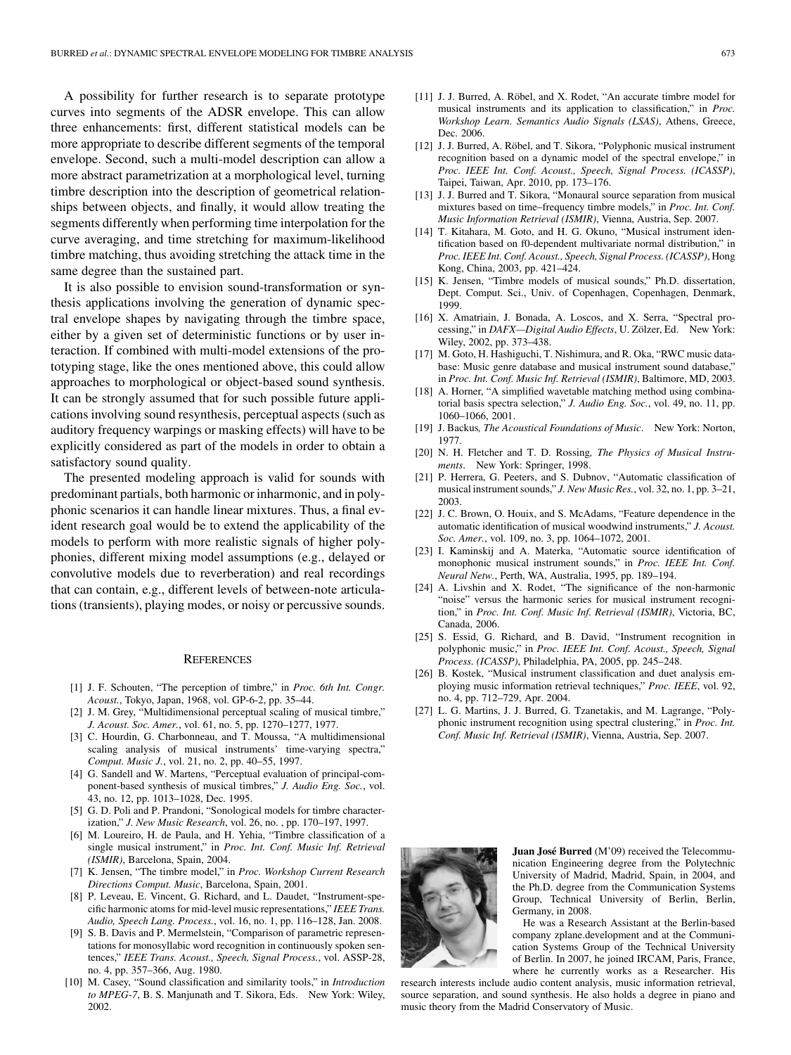A possibility for further research is to separate prototype curves into segments of the ADSR envelope. This can allow three enhancements: first, different statistical models can be more appropriate to describe different segments of the temporal envelope. Second, such a multi-model description can allow a more abstract parametrization at a morphological level, turning timbre description into the description of geometrical relationships between objects, and finally, it would allow treating the segments differently when performing time interpolation for the curve averaging, and time stretching for maximum-likelihood timbre matching, thus avoiding stretching the attack time in the same degree than the sustained part.

It is also possible to envision sound-transformation or synthesis applications involving the generation of dynamic spectral envelope shapes by navigating through the timbre space, either by a given set of deterministic functions or by user interaction. If combined with multi-model extensions of the prototyping stage, like the ones mentioned above, this could allow approaches to morphological or object-based sound synthesis. It can be strongly assumed that for such possible future applications involving sound resynthesis, perceptual aspects (such as auditory frequency warpings or masking effects) will have to be explicitly considered as part of the models in order to obtain a satisfactory sound quality.

The presented modeling approach is valid for sounds with predominant partials, both harmonic or inharmonic, and in polyphonic scenarios it can handle linear mixtures. Thus, a final evident research goal would be to extend the applicability of the models to perform with more realistic signals of higher polyphonies, different mixing model assumptions (e.g., delayed or convolutive models due to reverberation) and real recordings that can contain, e.g., different levels of between-note articulations (transients), playing modes, or noisy or percussive sounds.

## References

[1] J. F. Schouten, "The perception of timbre," in *Proc. 6th Int. Congr. Acoust.*, Tokyo, Japan, 1968, vol. GP-6-2, pp. 35–44.

[2] J. M. Grey, "Multidimensional perceptual scaling of musical timbre," *J. Acoust. Soc. Amer.*, vol. 61, no. 5, pp. 1270–1277, 1977.

[3] C. Hourdin, G. Charbonneau, and T. Moussa, "A multidimensional scaling analysis of musical instruments' time-varying spectra," *Comput. Music J.*, vol. 21, no. 2, pp. 40–55, 1997.

[4] G. Sandell and W. Martens, "Perceptual evaluation of principal-component-based synthesis of musical timbres," *J. Audio Eng. Soc.*, vol. 43, no. 12, pp. 1013–1028, Dec. 1995.

[5] G. D. Poli and P. Prandoni, "Sonological models for timbre characterization," *J. New Music Research*, vol. 26, no. , pp. 170–197, 1997.

[6] M. Loureiro, H. de Paula, and H. Yehia, "Timbre classification of a single musical instrument," in *Proc. Int. Conf. Music Inf. Retrieval (ISMIR)*, Barcelona, Spain, 2004.

[7] K. Jensen, "The timbre model," in *Proc. Workshop Current Research Directions Comput. Music*, Barcelona, Spain, 2001.

[8] P. Leveau, E. Vincent, G. Richard, and L. Daudet, "Instrument-specific harmonic atoms for mid-level music representations," *IEEE Trans. Audio, Speech Lang. Process.*, vol. 16, no. 1, pp. 116–128, Jan. 2008.

[9] S. B. Davis and P. Mermelstein, "Comparison of parametric representations for monosyllabic word recognition in continuously spoken sentences," *IEEE Trans. Acoust., Speech, Signal Process.*, vol. ASSP-28, no. 4, pp. 357–366, Aug. 1980.

[10] M. Casey, "Sound classification and similarity tools," in *Introduction to MPEG-7*, B. S. Manjunath and T. Sikora, Eds. New York: Wiley, 2002.

[11] J. J. Burred, A. Röbel, and X. Rodet, "An accurate timbre model for musical instruments and its application to classification," in *Proc. Workshop Learn. Semantics Audio Signals (LSAS)*, Athens, Greece, Dec. 2006.

[12] J. J. Burred, A. Röbel, and T. Sikora, "Polyphonic musical instrument recognition based on a dynamic model of the spectral envelope," in *Proc. IEEE Int. Conf. Acoust., Speech, Signal Process. (ICASSP)*, Taipei, Taiwan, Apr. 2010, pp. 173–176.

[13] J. J. Burred and T. Sikora, "Monaural source separation from musical mixtures based on time–frequency timbre models," in *Proc. Int. Conf. Music Information Retrieval (ISMIR)*, Vienna, Austria, Sep. 2007.

[14] T. Kitahara, M. Goto, and H. G. Okuno, "Musical instrument identification based on f0-dependent multivariate normal distribution," in *Proc. IEEE Int. Conf. Acoust., Speech, Signal Process. (ICASSP)*, Hong Kong, China, 2003, pp. 421–424.

[15] K. Jensen, "Timbre models of musical sounds," Ph.D. dissertation, Dept. Comput. Sci., Univ. of Copenhagen, Copenhagen, Denmark, 1999.

[16] X. Amatriain, J. Bonada, A. Loscos, and X. Serra, "Spectral processing," in *DAFX—Digital Audio Effects*, U. Zölzer, Ed. New York: Wiley, 2002, pp. 373–438.

[17] M. Goto, H. Hashiguchi, T. Nishimura, and R. Oka, "RWC music database: Music genre database and musical instrument sound database," in *Proc. Int. Conf. Music Inf. Retrieval (ISMIR)*, Baltimore, MD, 2003.

[18] A. Horner, "A simplified wavetable matching method using combinatorial basis spectra selection," *J. Audio Eng. Soc.*, vol. 49, no. 11, pp. 1060–1066, 2001.

[19] J. Backus*, The Acoustical Foundations of Music*. New York: Norton, 1977.

[20] N. H. Fletcher and T. D. Rossing*, The Physics of Musical Instruments*. New York: Springer, 1998.

[21] P. Herrera, G. Peeters, and S. Dubnov, "Automatic classification of musical instrument sounds," *J. New Music Res.*, vol. 32, no. 1, pp. 3–21, 2003.

[22] J. C. Brown, O. Houix, and S. McAdams, "Feature dependence in the automatic identification of musical woodwind instruments," *J. Acoust. Soc. Amer.*, vol. 109, no. 3, pp. 1064–1072, 2001.

[23] I. Kaminskij and A. Materka, "Automatic source identification of monophonic musical instrument sounds," in *Proc. IEEE Int. Conf. Neural Netw.*, Perth, WA, Australia, 1995, pp. 189–194.

[24] A. Livshin and X. Rodet, "The significance of the non-harmonic "noise" versus the harmonic series for musical instrument recognition," in *Proc. Int. Conf. Music Inf. Retrieval (ISMIR)*, Victoria, BC, Canada, 2006.

[25] S. Essid, G. Richard, and B. David, "Instrument recognition in polyphonic music," in *Proc. IEEE Int. Conf. Acoust., Speech, Signal Process. (ICASSP)*, Philadelphia, PA, 2005, pp. 245–248.

[26] B. Kostek, "Musical instrument classification and duet analysis employing music information retrieval techniques," *Proc. IEEE*, vol. 92, no. 4, pp. 712–729, Apr. 2004.

[27] L. G. Martins, J. J. Burred, G. Tzanetakis, and M. Lagrange, "Polyphonic instrument recognition using spectral clustering," in *Proc. Int. Conf. Music Inf. Retrieval (ISMIR)*, Vienna, Austria, Sep. 2007.

**Juan José Burred** (M'09) received the Telecommunication Engineering degree from the Polytechnic University of Madrid, Madrid, Spain, in 2004, and the Ph.D. degree from the Communication Systems Group, Technical University of Berlin, Berlin, Germany, in 2008.

He was a Research Assistant at the Berlin-based company zplane.development and at the Communication Systems Group of the Technical University of Berlin. In 2007, he joined IRCAM, Paris, France, where he currently works as a Researcher. His research interests include audio content analysis, music information retrieval, source separation, and sound synthesis. He also holds a degree in piano and music theory from the Madrid Conservatory of Music.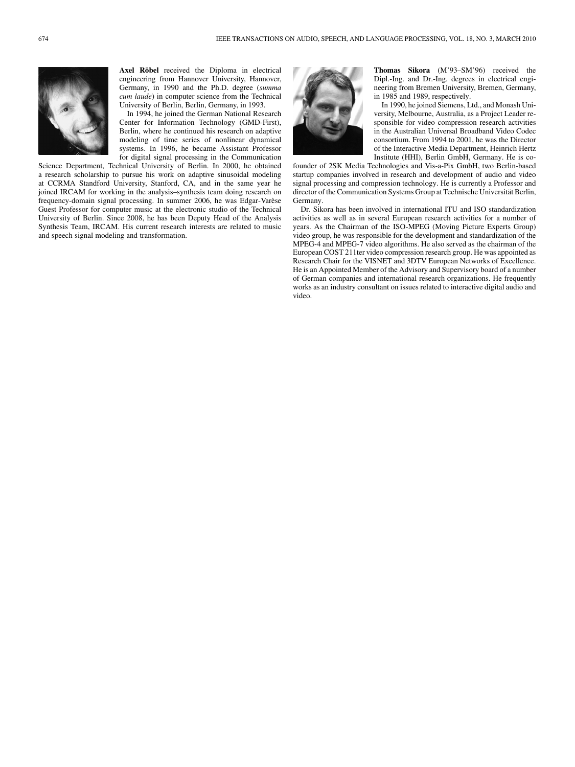**Axel Röbel** received the Diploma in electrical engineering from Hannover University, Hannover, Germany, in 1990 and the Ph.D. degree (*summa cum laude*) in computer science from the Technical University of Berlin, Berlin, Germany, in 1993.

In 1994, he joined the German National Research Center for Information Technology (GMD-First), Berlin, where he continued his research on adaptive modeling of time series of nonlinear dynamical systems. In 1996, he became Assistant Professor for digital signal processing in the Communication Science Department, Technical University of Berlin. In 2000, he obtained a research scholarship to pursue his work on adaptive sinusoidal modeling at CCRMA Standford University, Stanford, CA, and in the same year he joined IRCAM for working in the analysis–synthesis team doing research on frequency-domain signal processing. In summer 2006, he was Edgar-Varèse Guest Professor for computer music at the electronic studio of the Technical University of Berlin. Since 2008, he has been Deputy Head of the Analysis Synthesis Team, IRCAM. His current research interests are related to music and speech signal modeling and transformation.

**Thomas Sikora** (M'93–SM'96) received the Dipl.-Ing. and Dr.-Ing. degrees in electrical engineering from Bremen University, Bremen, Germany, in 1985 and 1989, respectively.

In 1990, he joined Siemens, Ltd., and Monash University, Melbourne, Australia, as a Project Leader responsible for video compression research activities in the Australian Universal Broadband Video Codec consortium. From 1994 to 2001, he was the Director of the Interactive Media Department, Heinrich Hertz Institute (HHI), Berlin GmbH, Germany. He is cofounder of 2SK Media Technologies and Vis-a-Pix GmbH, two Berlin-based startup companies involved in research and development of audio and video signal processing and compression technology. He is currently a Professor and director of the Communication Systems Group at Technische Universität Berlin, Germany.

Dr. Sikora has been involved in international ITU and ISO standardization activities as well as in several European research activities for a number of years. As the Chairman of the ISO-MPEG (Moving Picture Experts Group) video group, he was responsible for the development and standardization of the MPEG-4 and MPEG-7 video algorithms. He also served as the chairman of the European COST 211ter video compression research group. He was appointed as Research Chair for the VISNET and 3DTV European Networks of Excellence. He is an Appointed Member of the Advisory and Supervisory board of a number of German companies and international research organizations. He frequently works as an industry consultant on issues related to interactive digital audio and video.